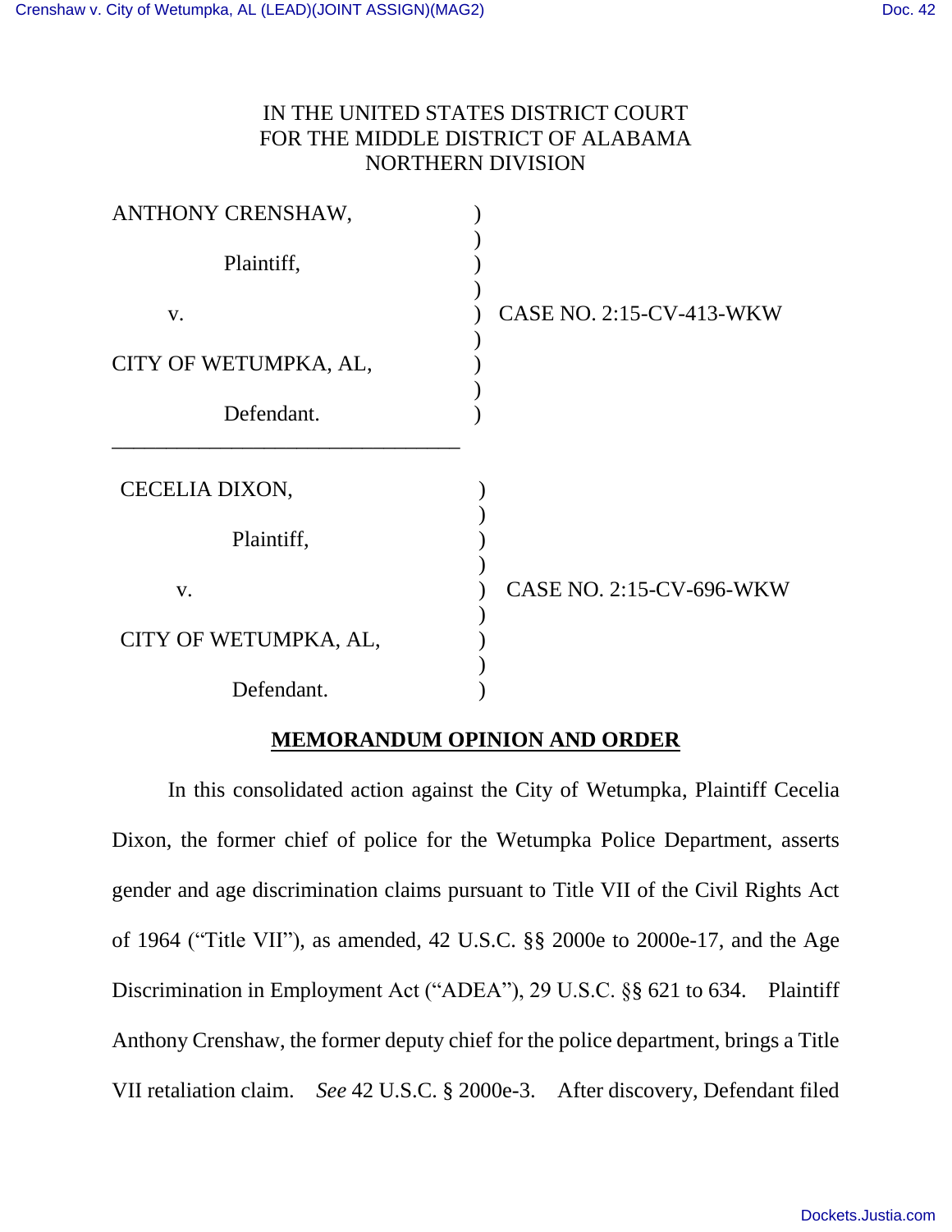IN THE UNITED STATES DISTRICT COURT
FOR THE MIDDLE DISTRICT OF ALABAMA
NORTHERN DIVISION

| | | |
|---|---|---|
| ANTHONY CRENSHAW, Plaintiff, v. CITY OF WETUMPKA, AL, Defendant. | ) | CASE NO. 2:15-CV-413-WKW |
| CECELIA DIXON, Plaintiff, v. CITY OF WETUMPKA, AL, Defendant. | ) | CASE NO. 2:15-CV-696-WKW |

## MEMORANDUM OPINION AND ORDER

In this consolidated action against the City of Wetumpka, Plaintiff Cecelia Dixon, the former chief of police for the Wetumpka Police Department, asserts gender and age discrimination claims pursuant to Title VII of the Civil Rights Act of 1964 ("Title VII"), as amended, 42 U.S.C. §§ 2000e to 2000e-17, and the Age Discrimination in Employment Act ("ADEA"), 29 U.S.C. §§ 621 to 634. Plaintiff Anthony Crenshaw, the former deputy chief for the police department, brings a Title VII retaliation claim. *See* 42 U.S.C. § 2000e-3. After discovery, Defendant filed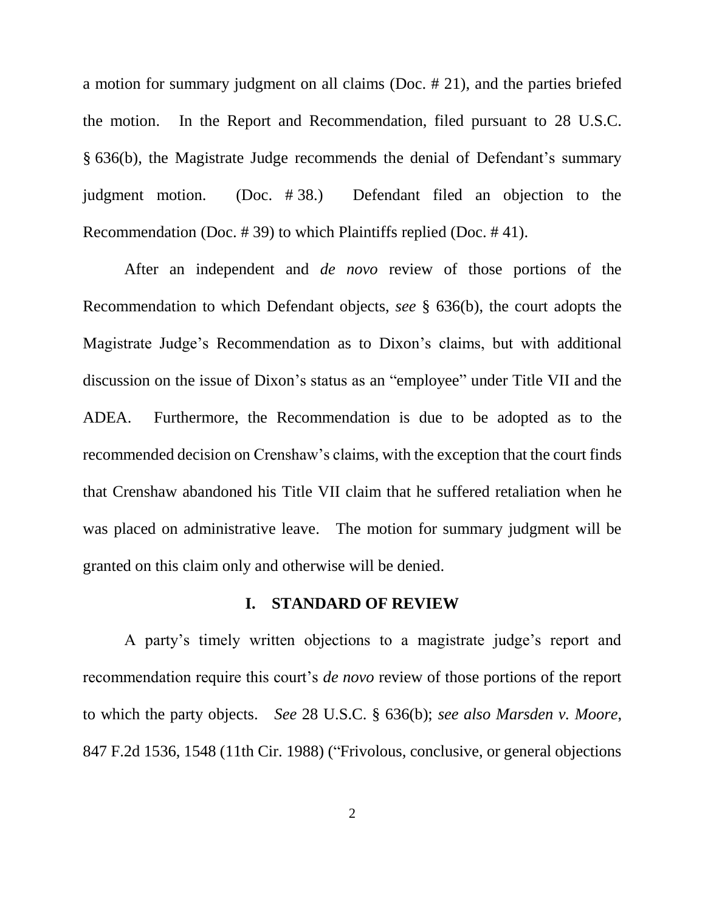a motion for summary judgment on all claims (Doc. # 21), and the parties briefed the motion. In the Report and Recommendation, filed pursuant to 28 U.S.C. § 636(b), the Magistrate Judge recommends the denial of Defendant's summary judgment motion. (Doc. # 38.) Defendant filed an objection to the Recommendation (Doc. # 39) to which Plaintiffs replied (Doc. # 41).

After an independent and *de novo* review of those portions of the Recommendation to which Defendant objects, *see* § 636(b), the court adopts the Magistrate Judge's Recommendation as to Dixon's claims, but with additional discussion on the issue of Dixon's status as an "employee" under Title VII and the ADEA. Furthermore, the Recommendation is due to be adopted as to the recommended decision on Crenshaw's claims, with the exception that the court finds that Crenshaw abandoned his Title VII claim that he suffered retaliation when he was placed on administrative leave. The motion for summary judgment will be granted on this claim only and otherwise will be denied.

## I. STANDARD OF REVIEW

A party's timely written objections to a magistrate judge's report and recommendation require this court's *de novo* review of those portions of the report to which the party objects. *See* 28 U.S.C. § 636(b); *see also Marsden v. Moore*, 847 F.2d 1536, 1548 (11th Cir. 1988) ("Frivolous, conclusive, or general objections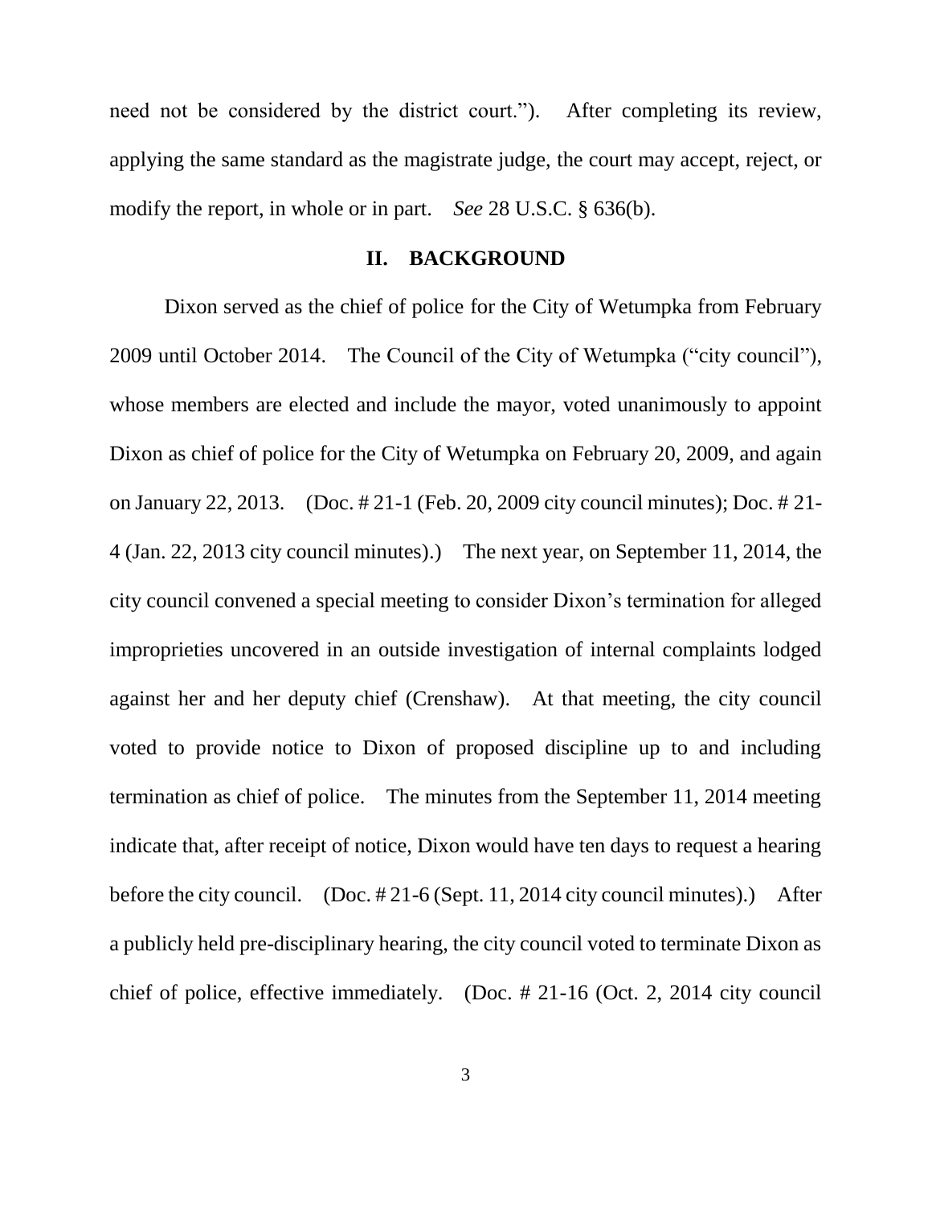need not be considered by the district court."). After completing its review, applying the same standard as the magistrate judge, the court may accept, reject, or modify the report, in whole or in part. *See* 28 U.S.C. § 636(b).

## II. BACKGROUND

Dixon served as the chief of police for the City of Wetumpka from February 2009 until October 2014. The Council of the City of Wetumpka ("city council"), whose members are elected and include the mayor, voted unanimously to appoint Dixon as chief of police for the City of Wetumpka on February 20, 2009, and again on January 22, 2013. (Doc. # 21-1 (Feb. 20, 2009 city council minutes); Doc. # 21-4 (Jan. 22, 2013 city council minutes).) The next year, on September 11, 2014, the city council convened a special meeting to consider Dixon's termination for alleged improprieties uncovered in an outside investigation of internal complaints lodged against her and her deputy chief (Crenshaw). At that meeting, the city council voted to provide notice to Dixon of proposed discipline up to and including termination as chief of police. The minutes from the September 11, 2014 meeting indicate that, after receipt of notice, Dixon would have ten days to request a hearing before the city council. (Doc. # 21-6 (Sept. 11, 2014 city council minutes).) After a publicly held pre-disciplinary hearing, the city council voted to terminate Dixon as chief of police, effective immediately. (Doc. # 21-16 (Oct. 2, 2014 city council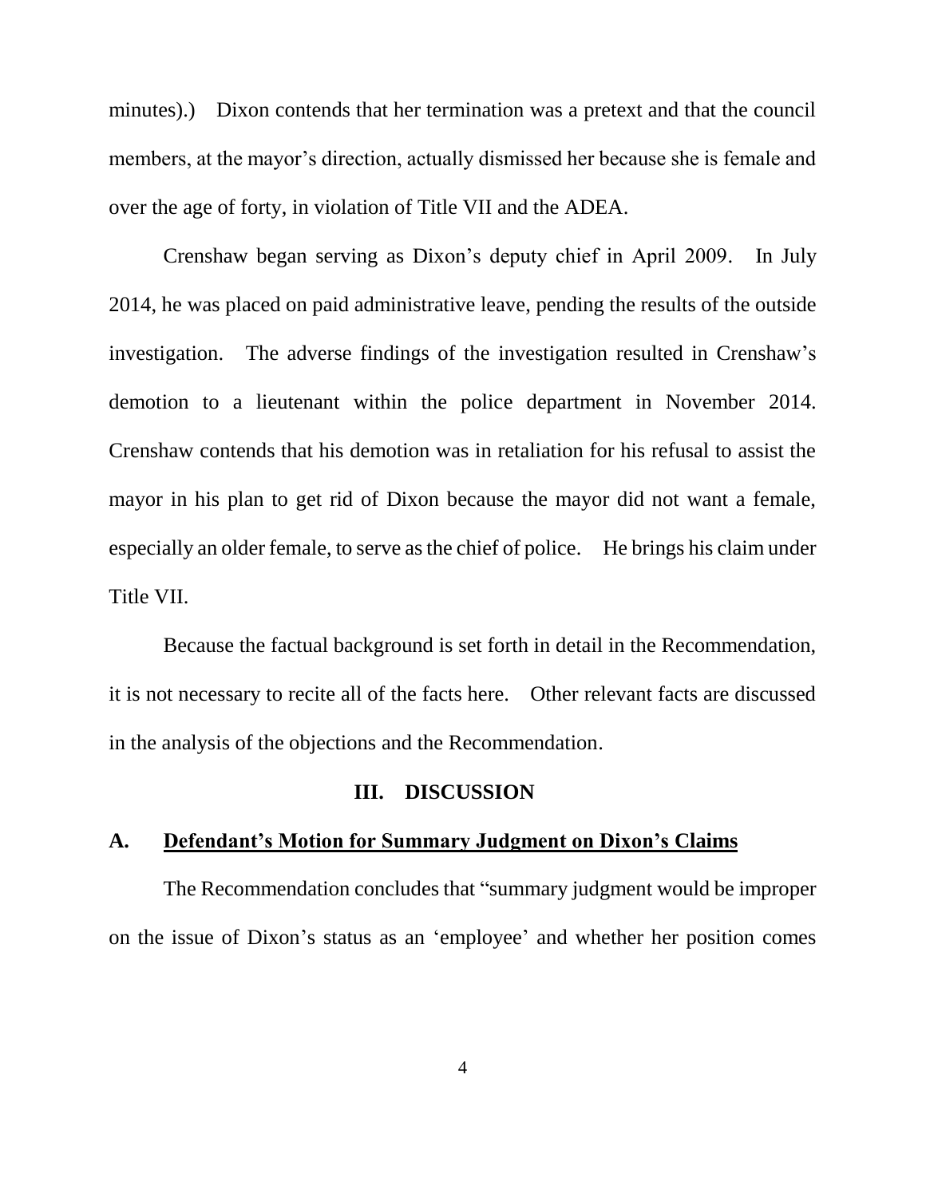minutes).) Dixon contends that her termination was a pretext and that the council members, at the mayor's direction, actually dismissed her because she is female and over the age of forty, in violation of Title VII and the ADEA.

Crenshaw began serving as Dixon's deputy chief in April 2009. In July 2014, he was placed on paid administrative leave, pending the results of the outside investigation. The adverse findings of the investigation resulted in Crenshaw's demotion to a lieutenant within the police department in November 2014. Crenshaw contends that his demotion was in retaliation for his refusal to assist the mayor in his plan to get rid of Dixon because the mayor did not want a female, especially an older female, to serve as the chief of police. He brings his claim under Title VII.

Because the factual background is set forth in detail in the Recommendation, it is not necessary to recite all of the facts here. Other relevant facts are discussed in the analysis of the objections and the Recommendation.

## III. DISCUSSION

### A. Defendant's Motion for Summary Judgment on Dixon's Claims

The Recommendation concludes that "summary judgment would be improper on the issue of Dixon's status as an 'employee' and whether her position comes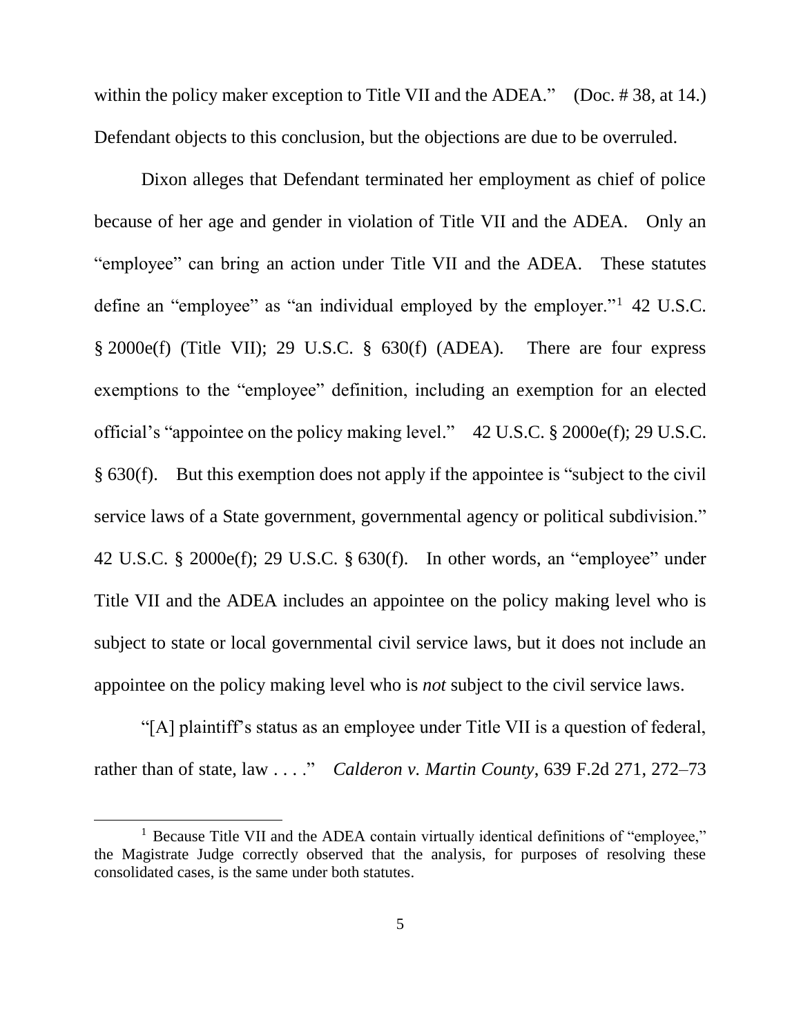within the policy maker exception to Title VII and the ADEA." (Doc. # 38, at 14.) Defendant objects to this conclusion, but the objections are due to be overruled.

Dixon alleges that Defendant terminated her employment as chief of police because of her age and gender in violation of Title VII and the ADEA. Only an "employee" can bring an action under Title VII and the ADEA. These statutes define an "employee" as "an individual employed by the employer."[1] 42 U.S.C. § 2000e(f) (Title VII); 29 U.S.C. § 630(f) (ADEA). There are four express exemptions to the "employee" definition, including an exemption for an elected official's "appointee on the policy making level." 42 U.S.C. § 2000e(f); 29 U.S.C. § 630(f). But this exemption does not apply if the appointee is "subject to the civil service laws of a State government, governmental agency or political subdivision." 42 U.S.C. § 2000e(f); 29 U.S.C. § 630(f). In other words, an "employee" under Title VII and the ADEA includes an appointee on the policy making level who is subject to state or local governmental civil service laws, but it does not include an appointee on the policy making level who is *not* subject to the civil service laws.

"[A] plaintiff's status as an employee under Title VII is a question of federal, rather than of state, law . . . ." *Calderon v. Martin County*, 639 F.2d 271, 272–73

[1] Because Title VII and the ADEA contain virtually identical definitions of "employee," the Magistrate Judge correctly observed that the analysis, for purposes of resolving these consolidated cases, is the same under both statutes.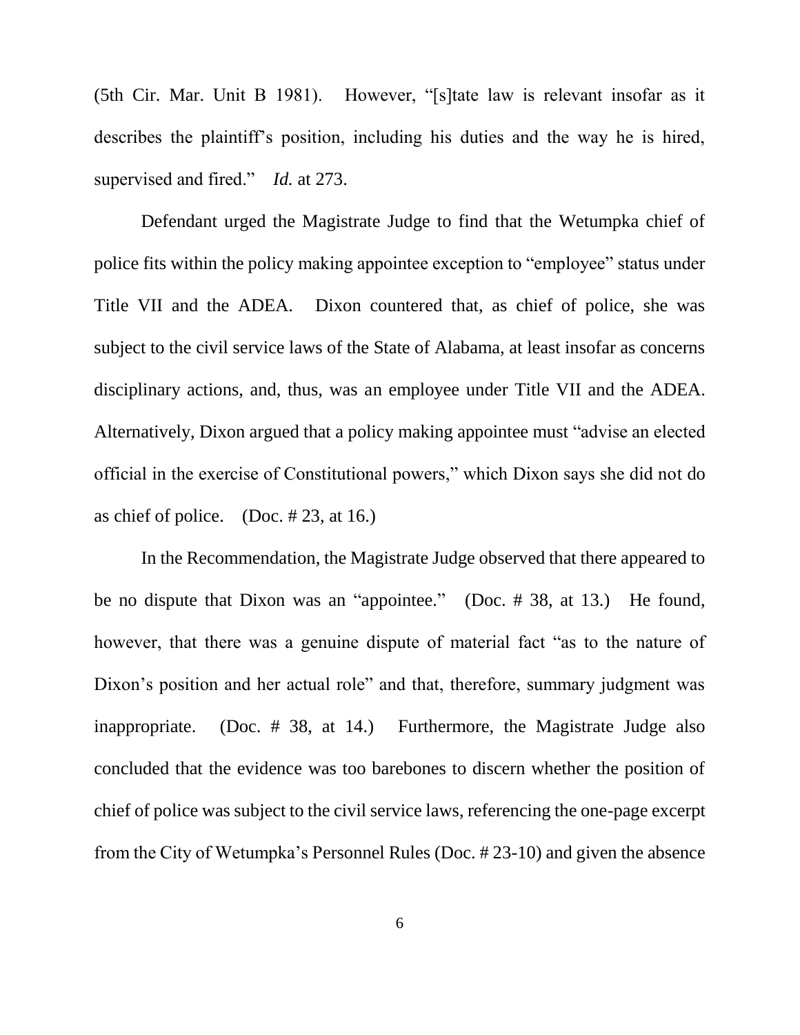(5th Cir. Mar. Unit B 1981). However, "[s]tate law is relevant insofar as it describes the plaintiff's position, including his duties and the way he is hired, supervised and fired." *Id.* at 273.

Defendant urged the Magistrate Judge to find that the Wetumpka chief of police fits within the policy making appointee exception to "employee" status under Title VII and the ADEA. Dixon countered that, as chief of police, she was subject to the civil service laws of the State of Alabama, at least insofar as concerns disciplinary actions, and, thus, was an employee under Title VII and the ADEA. Alternatively, Dixon argued that a policy making appointee must "advise an elected official in the exercise of Constitutional powers," which Dixon says she did not do as chief of police. (Doc. # 23, at 16.)

In the Recommendation, the Magistrate Judge observed that there appeared to be no dispute that Dixon was an "appointee." (Doc. # 38, at 13.) He found, however, that there was a genuine dispute of material fact "as to the nature of Dixon's position and her actual role" and that, therefore, summary judgment was inappropriate. (Doc. # 38, at 14.) Furthermore, the Magistrate Judge also concluded that the evidence was too barebones to discern whether the position of chief of police was subject to the civil service laws, referencing the one-page excerpt from the City of Wetumpka's Personnel Rules (Doc. # 23-10) and given the absence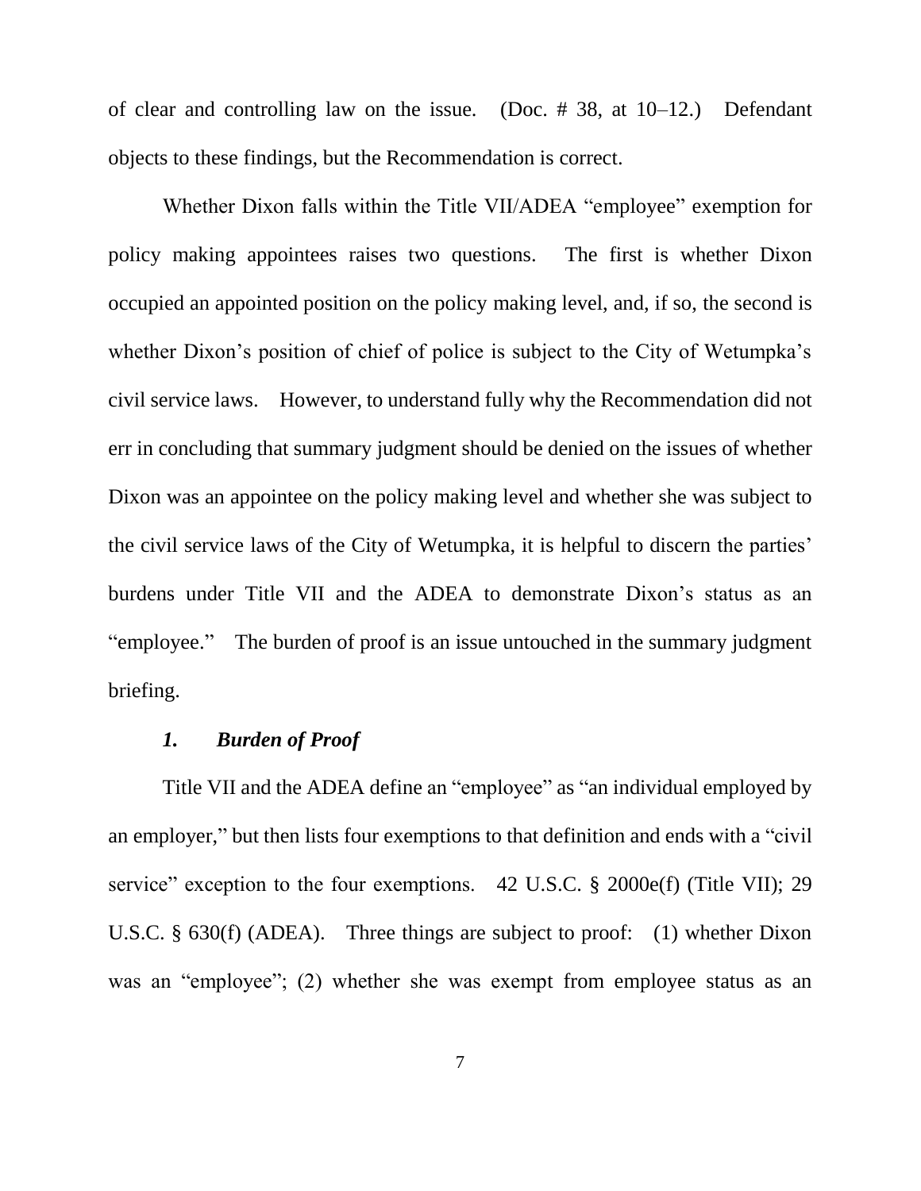of clear and controlling law on the issue. (Doc. # 38, at 10–12.) Defendant objects to these findings, but the Recommendation is correct.

Whether Dixon falls within the Title VII/ADEA "employee" exemption for policy making appointees raises two questions. The first is whether Dixon occupied an appointed position on the policy making level, and, if so, the second is whether Dixon's position of chief of police is subject to the City of Wetumpka's civil service laws. However, to understand fully why the Recommendation did not err in concluding that summary judgment should be denied on the issues of whether Dixon was an appointee on the policy making level and whether she was subject to the civil service laws of the City of Wetumpka, it is helpful to discern the parties' burdens under Title VII and the ADEA to demonstrate Dixon's status as an "employee." The burden of proof is an issue untouched in the summary judgment briefing.

#### *1. Burden of Proof*

Title VII and the ADEA define an "employee" as "an individual employed by an employer," but then lists four exemptions to that definition and ends with a "civil service" exception to the four exemptions. 42 U.S.C. § 2000e(f) (Title VII); 29 U.S.C. § 630(f) (ADEA). Three things are subject to proof: (1) whether Dixon was an "employee"; (2) whether she was exempt from employee status as an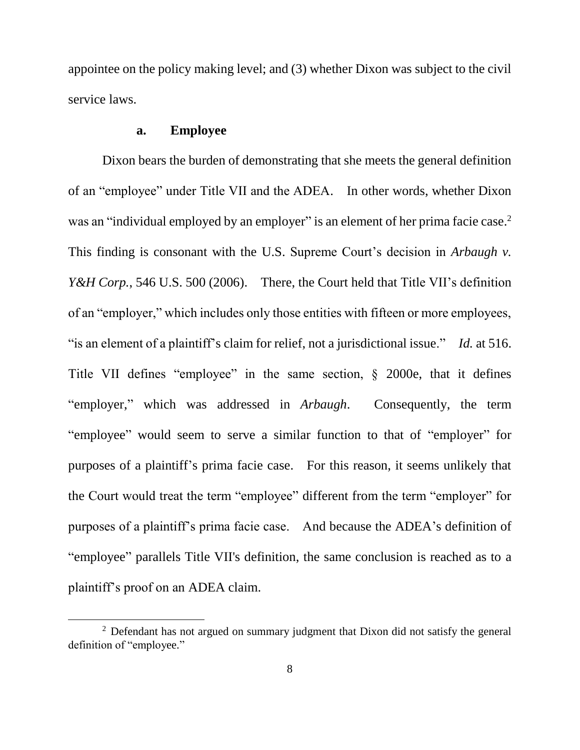appointee on the policy making level; and (3) whether Dixon was subject to the civil service laws.

### a. Employee

Dixon bears the burden of demonstrating that she meets the general definition of an "employee" under Title VII and the ADEA. In other words, whether Dixon was an "individual employed by an employer" is an element of her prima facie case.[2] This finding is consonant with the U.S. Supreme Court's decision in *Arbaugh v. Y&H Corp.*, 546 U.S. 500 (2006). There, the Court held that Title VII's definition of an "employer," which includes only those entities with fifteen or more employees, "is an element of a plaintiff's claim for relief, not a jurisdictional issue." *Id.* at 516. Title VII defines "employee" in the same section, § 2000e, that it defines "employer," which was addressed in *Arbaugh*. Consequently, the term "employee" would seem to serve a similar function to that of "employer" for purposes of a plaintiff's prima facie case. For this reason, it seems unlikely that the Court would treat the term "employee" different from the term "employer" for purposes of a plaintiff's prima facie case. And because the ADEA's definition of "employee" parallels Title VII's definition, the same conclusion is reached as to a plaintiff's proof on an ADEA claim.

[2] Defendant has not argued on summary judgment that Dixon did not satisfy the general definition of "employee."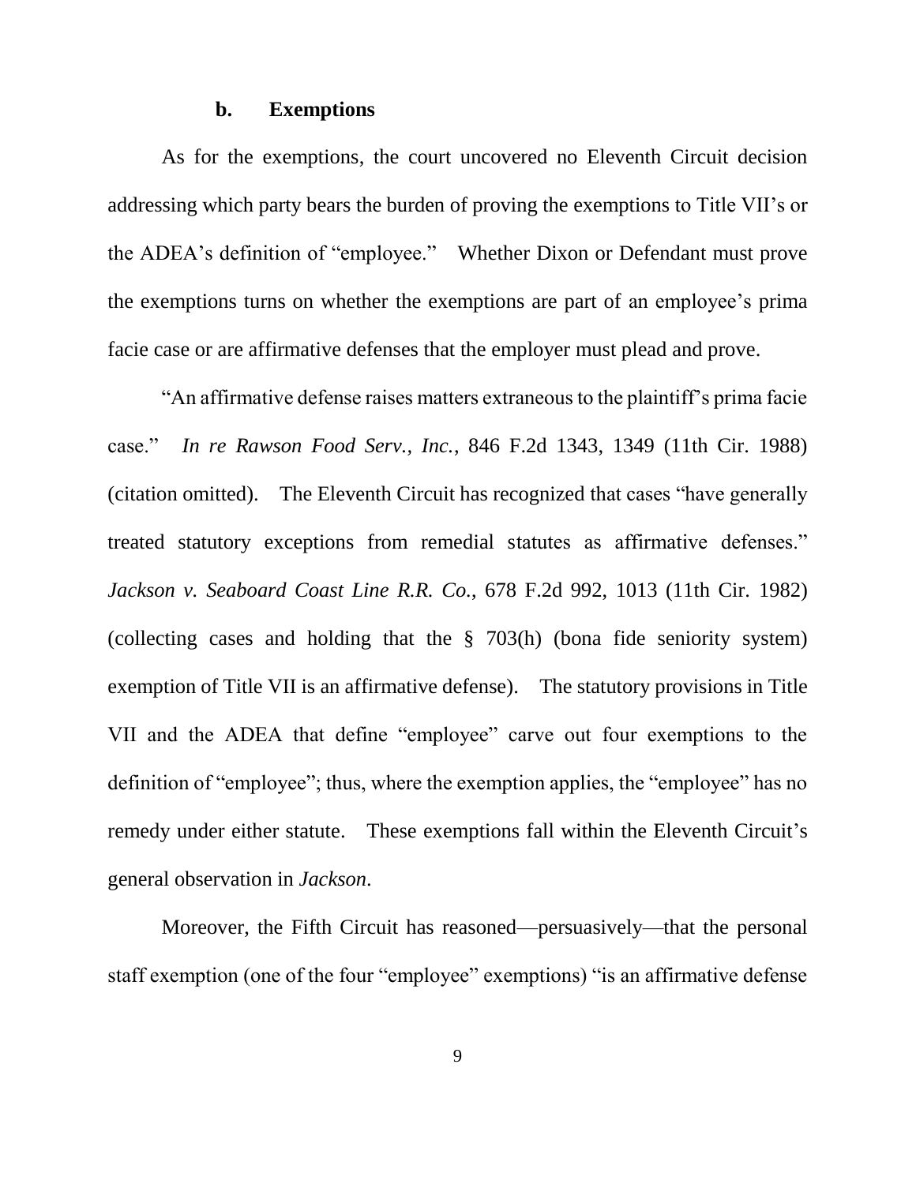### b. Exemptions

As for the exemptions, the court uncovered no Eleventh Circuit decision addressing which party bears the burden of proving the exemptions to Title VII's or the ADEA's definition of "employee." Whether Dixon or Defendant must prove the exemptions turns on whether the exemptions are part of an employee's prima facie case or are affirmative defenses that the employer must plead and prove.

"An affirmative defense raises matters extraneous to the plaintiff's prima facie case." *In re Rawson Food Serv., Inc.*, 846 F.2d 1343, 1349 (11th Cir. 1988) (citation omitted). The Eleventh Circuit has recognized that cases "have generally treated statutory exceptions from remedial statutes as affirmative defenses." *Jackson v. Seaboard Coast Line R.R. Co.*, 678 F.2d 992, 1013 (11th Cir. 1982) (collecting cases and holding that the § 703(h) (bona fide seniority system) exemption of Title VII is an affirmative defense). The statutory provisions in Title VII and the ADEA that define "employee" carve out four exemptions to the definition of "employee"; thus, where the exemption applies, the "employee" has no remedy under either statute. These exemptions fall within the Eleventh Circuit's general observation in *Jackson*.

Moreover, the Fifth Circuit has reasoned—persuasively—that the personal staff exemption (one of the four "employee" exemptions) "is an affirmative defense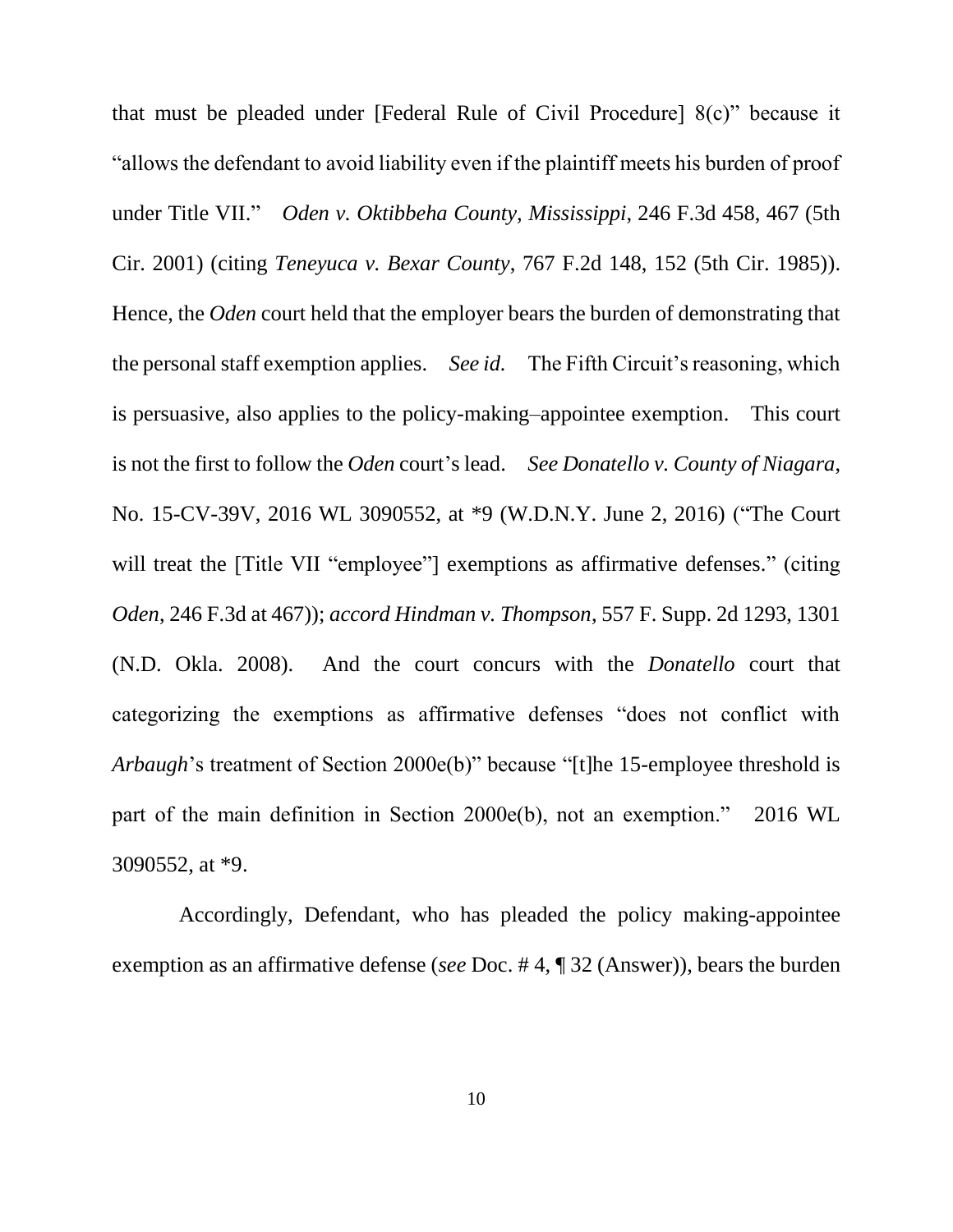that must be pleaded under [Federal Rule of Civil Procedure] 8(c)" because it "allows the defendant to avoid liability even if the plaintiff meets his burden of proof under Title VII." *Oden v. Oktibbeha County, Mississippi*, 246 F.3d 458, 467 (5th Cir. 2001) (citing *Teneyuca v. Bexar County*, 767 F.2d 148, 152 (5th Cir. 1985)). Hence, the *Oden* court held that the employer bears the burden of demonstrating that the personal staff exemption applies. *See id.* The Fifth Circuit's reasoning, which is persuasive, also applies to the policy-making–appointee exemption. This court is not the first to follow the *Oden* court's lead. *See Donatello v. County of Niagara*, No. 15-CV-39V, 2016 WL 3090552, at *9 (W.D.N.Y. June 2, 2016) ("The Court will treat the [Title VII "employee"] exemptions as affirmative defenses." (citing *Oden*, 246 F.3d at 467)); *accord Hindman v. Thompson*, 557 F. Supp. 2d 1293, 1301 (N.D. Okla. 2008). And the court concurs with the *Donatello* court that categorizing the exemptions as affirmative defenses "does not conflict with *Arbaugh*'s treatment of Section 2000e(b)" because "[t]he 15-employee threshold is part of the main definition in Section 2000e(b), not an exemption." 2016 WL 3090552, at *9.

Accordingly, Defendant, who has pleaded the policy making-appointee exemption as an affirmative defense (*see* Doc. # 4, ¶ 32 (Answer)), bears the burden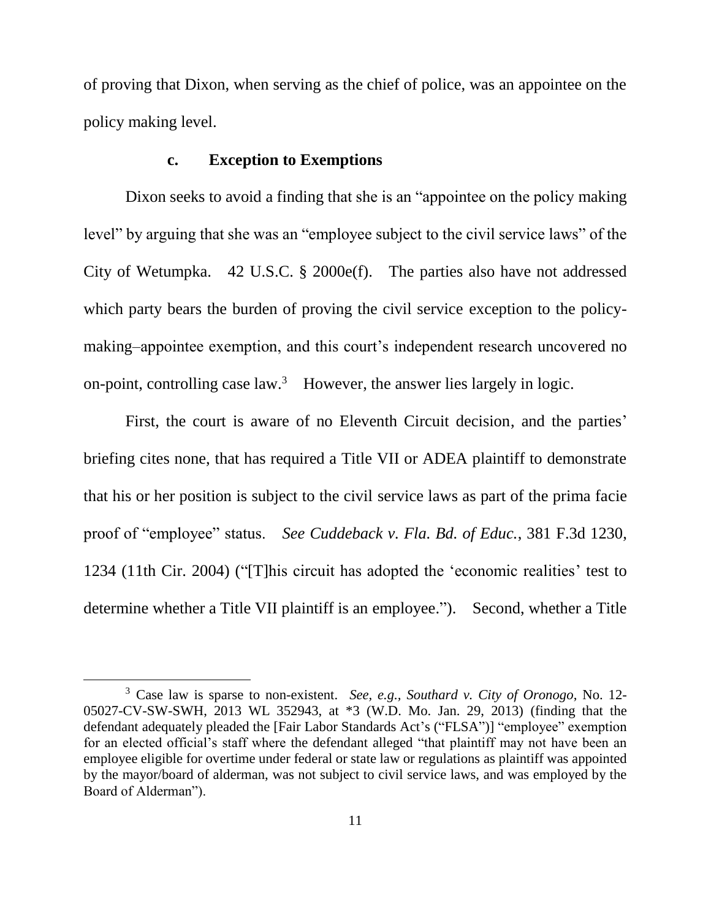of proving that Dixon, when serving as the chief of police, was an appointee on the policy making level.

### c. Exception to Exemptions

Dixon seeks to avoid a finding that she is an "appointee on the policy making level" by arguing that she was an "employee subject to the civil service laws" of the City of Wetumpka. 42 U.S.C. § 2000e(f). The parties also have not addressed which party bears the burden of proving the civil service exception to the policy-making–appointee exemption, and this court's independent research uncovered no on-point, controlling case law.[3] However, the answer lies largely in logic.

First, the court is aware of no Eleventh Circuit decision, and the parties' briefing cites none, that has required a Title VII or ADEA plaintiff to demonstrate that his or her position is subject to the civil service laws as part of the prima facie proof of "employee" status. *See Cuddeback v. Fla. Bd. of Educ.*, 381 F.3d 1230, 1234 (11th Cir. 2004) ("[T]his circuit has adopted the 'economic realities' test to determine whether a Title VII plaintiff is an employee."). Second, whether a Title

---

[3] Case law is sparse to non-existent. *See, e.g., Southard v. City of Oronogo*, No. 12-05027-CV-SW-SWH, 2013 WL 352943, at *3 (W.D. Mo. Jan. 29, 2013) (finding that the defendant adequately pleaded the [Fair Labor Standards Act's ("FLSA")] "employee" exemption for an elected official's staff where the defendant alleged "that plaintiff may not have been an employee eligible for overtime under federal or state law or regulations as plaintiff was appointed by the mayor/board of alderman, was not subject to civil service laws, and was employed by the Board of Alderman").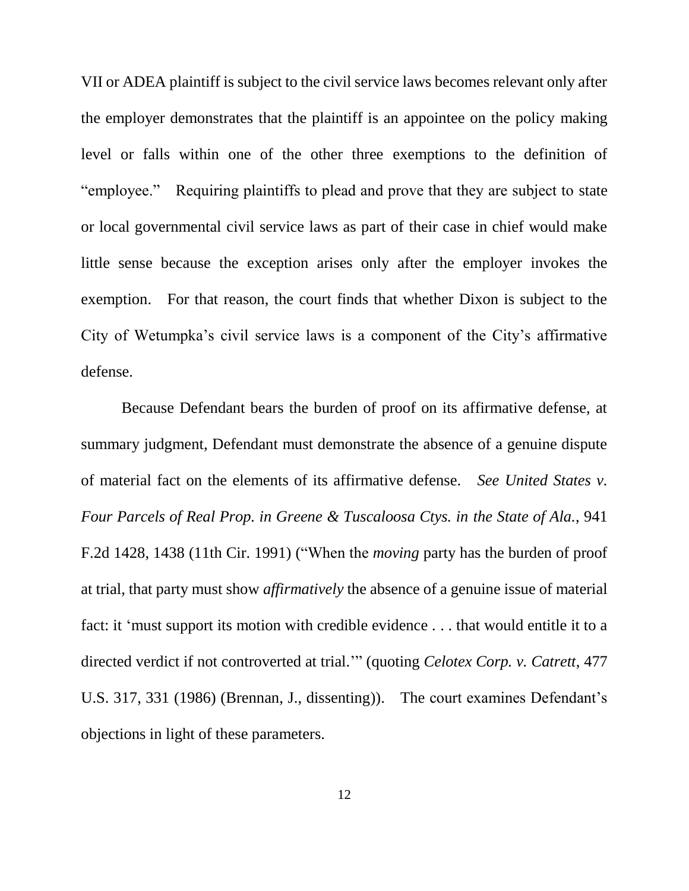VII or ADEA plaintiff is subject to the civil service laws becomes relevant only after the employer demonstrates that the plaintiff is an appointee on the policy making level or falls within one of the other three exemptions to the definition of "employee." Requiring plaintiffs to plead and prove that they are subject to state or local governmental civil service laws as part of their case in chief would make little sense because the exception arises only after the employer invokes the exemption. For that reason, the court finds that whether Dixon is subject to the City of Wetumpka's civil service laws is a component of the City's affirmative defense.

Because Defendant bears the burden of proof on its affirmative defense, at summary judgment, Defendant must demonstrate the absence of a genuine dispute of material fact on the elements of its affirmative defense. *See United States v. Four Parcels of Real Prop. in Greene & Tuscaloosa Ctys. in the State of Ala.*, 941 F.2d 1428, 1438 (11th Cir. 1991) ("When the *moving* party has the burden of proof at trial, that party must show *affirmatively* the absence of a genuine issue of material fact: it 'must support its motion with credible evidence . . . that would entitle it to a directed verdict if not controverted at trial.'" (quoting *Celotex Corp. v. Catrett*, 477 U.S. 317, 331 (1986) (Brennan, J., dissenting)). The court examines Defendant's objections in light of these parameters.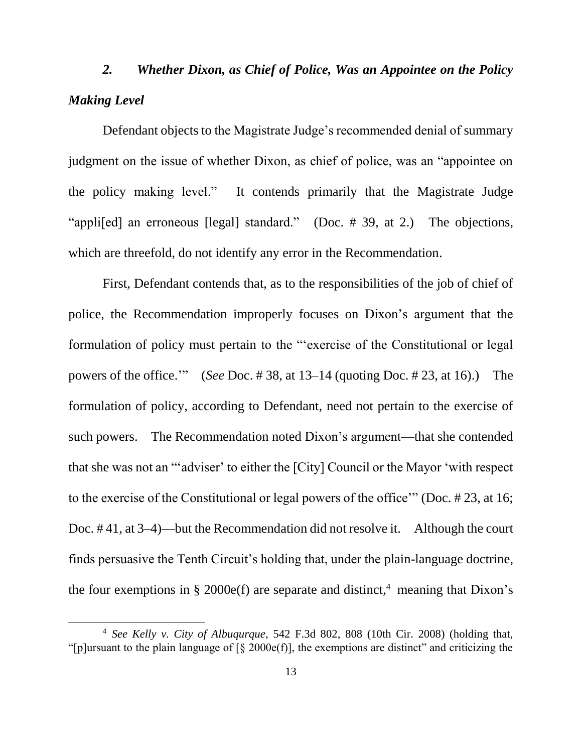### *2. Whether Dixon, as Chief of Police, Was an Appointee on the Policy Making Level*

Defendant objects to the Magistrate Judge's recommended denial of summary judgment on the issue of whether Dixon, as chief of police, was an "appointee on the policy making level." It contends primarily that the Magistrate Judge "appli[ed] an erroneous [legal] standard." (Doc. # 39, at 2.) The objections, which are threefold, do not identify any error in the Recommendation.

First, Defendant contends that, as to the responsibilities of the job of chief of police, the Recommendation improperly focuses on Dixon's argument that the formulation of policy must pertain to the "'exercise of the Constitutional or legal powers of the office.'" (*See* Doc. # 38, at 13–14 (quoting Doc. # 23, at 16).) The formulation of policy, according to Defendant, need not pertain to the exercise of such powers. The Recommendation noted Dixon's argument—that she contended that she was not an "'adviser' to either the [City] Council or the Mayor 'with respect to the exercise of the Constitutional or legal powers of the office'" (Doc. # 23, at 16; Doc. # 41, at 3–4)—but the Recommendation did not resolve it. Although the court finds persuasive the Tenth Circuit's holding that, under the plain-language doctrine, the four exemptions in § 2000e(f) are separate and distinct,[4] meaning that Dixon's

[4] *See Kelly v. City of Albuqurque*, 542 F.3d 802, 808 (10th Cir. 2008) (holding that, "[p]ursuant to the plain language of [§ 2000e(f)], the exemptions are distinct" and criticizing the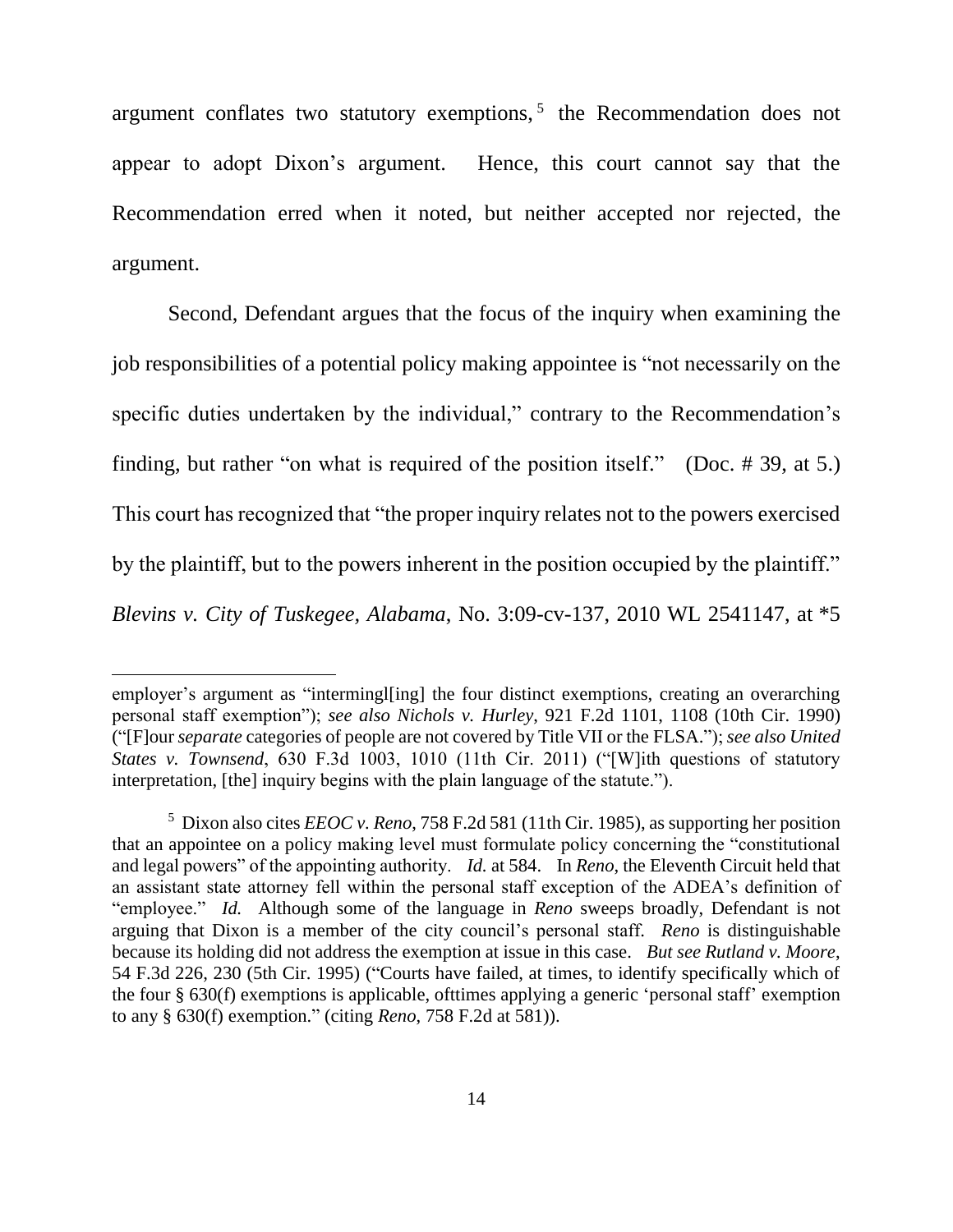argument conflates two statutory exemptions,[5] the Recommendation does not appear to adopt Dixon's argument. Hence, this court cannot say that the Recommendation erred when it noted, but neither accepted nor rejected, the argument.

Second, Defendant argues that the focus of the inquiry when examining the job responsibilities of a potential policy making appointee is "not necessarily on the specific duties undertaken by the individual," contrary to the Recommendation's finding, but rather "on what is required of the position itself." (Doc. # 39, at 5.) This court has recognized that "the proper inquiry relates not to the powers exercised by the plaintiff, but to the powers inherent in the position occupied by the plaintiff." *Blevins v. City of Tuskegee, Alabama*, No. 3:09-cv-137, 2010 WL 2541147, at *5

---

employer's argument as "intermingl[ing] the four distinct exemptions, creating an overarching personal staff exemption"); *see also Nichols v. Hurley*, 921 F.2d 1101, 1108 (10th Cir. 1990) ("[F]our *separate* categories of people are not covered by Title VII or the FLSA."); *see also United States v. Townsend*, 630 F.3d 1003, 1010 (11th Cir. 2011) ("[W]ith questions of statutory interpretation, [the] inquiry begins with the plain language of the statute.").

[5] Dixon also cites *EEOC v. Reno*, 758 F.2d 581 (11th Cir. 1985), as supporting her position that an appointee on a policy making level must formulate policy concerning the "constitutional and legal powers" of the appointing authority. *Id.* at 584. In *Reno*, the Eleventh Circuit held that an assistant state attorney fell within the personal staff exception of the ADEA's definition of "employee." *Id.* Although some of the language in *Reno* sweeps broadly, Defendant is not arguing that Dixon is a member of the city council's personal staff. *Reno* is distinguishable because its holding did not address the exemption at issue in this case. *But see Rutland v. Moore*, 54 F.3d 226, 230 (5th Cir. 1995) ("Courts have failed, at times, to identify specifically which of the four § 630(f) exemptions is applicable, ofttimes applying a generic 'personal staff' exemption to any § 630(f) exemption." (citing *Reno*, 758 F.2d at 581)).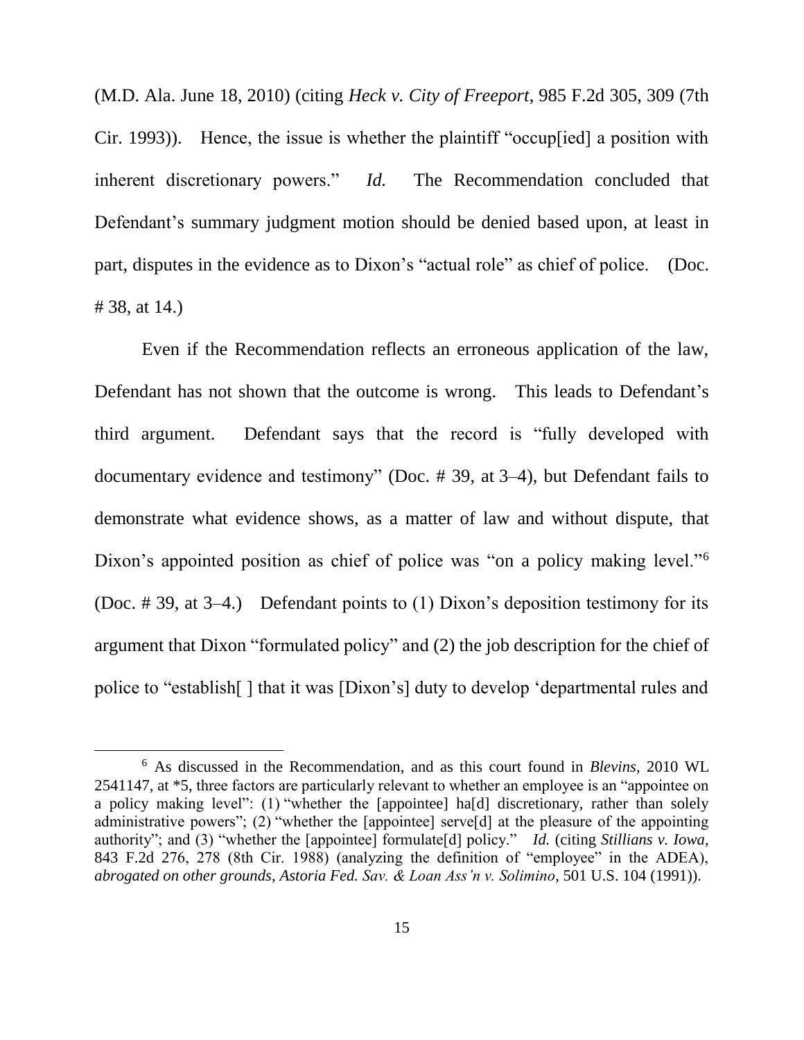(M.D. Ala. June 18, 2010) (citing *Heck v. City of Freeport*, 985 F.2d 305, 309 (7th Cir. 1993)). Hence, the issue is whether the plaintiff "occup[ied] a position with inherent discretionary powers." *Id.* The Recommendation concluded that Defendant's summary judgment motion should be denied based upon, at least in part, disputes in the evidence as to Dixon's "actual role" as chief of police. (Doc. # 38, at 14.)

Even if the Recommendation reflects an erroneous application of the law, Defendant has not shown that the outcome is wrong. This leads to Defendant's third argument. Defendant says that the record is "fully developed with documentary evidence and testimony" (Doc. # 39, at 3–4), but Defendant fails to demonstrate what evidence shows, as a matter of law and without dispute, that Dixon's appointed position as chief of police was "on a policy making level."[6] (Doc. # 39, at 3–4.) Defendant points to (1) Dixon's deposition testimony for its argument that Dixon "formulated policy" and (2) the job description for the chief of police to "establish[ ] that it was [Dixon's] duty to develop 'departmental rules and

---

[6] As discussed in the Recommendation, and as this court found in *Blevins*, 2010 WL 2541147, at *5, three factors are particularly relevant to whether an employee is an "appointee on a policy making level": (1) "whether the [appointee] ha[d] discretionary, rather than solely administrative powers"; (2) "whether the [appointee] serve[d] at the pleasure of the appointing authority"; and (3) "whether the [appointee] formulate[d] policy." *Id.* (citing *Stillians v. Iowa*, 843 F.2d 276, 278 (8th Cir. 1988) (analyzing the definition of "employee" in the ADEA), *abrogated on other grounds*, *Astoria Fed. Sav. & Loan Ass'n v. Solimino*, 501 U.S. 104 (1991)).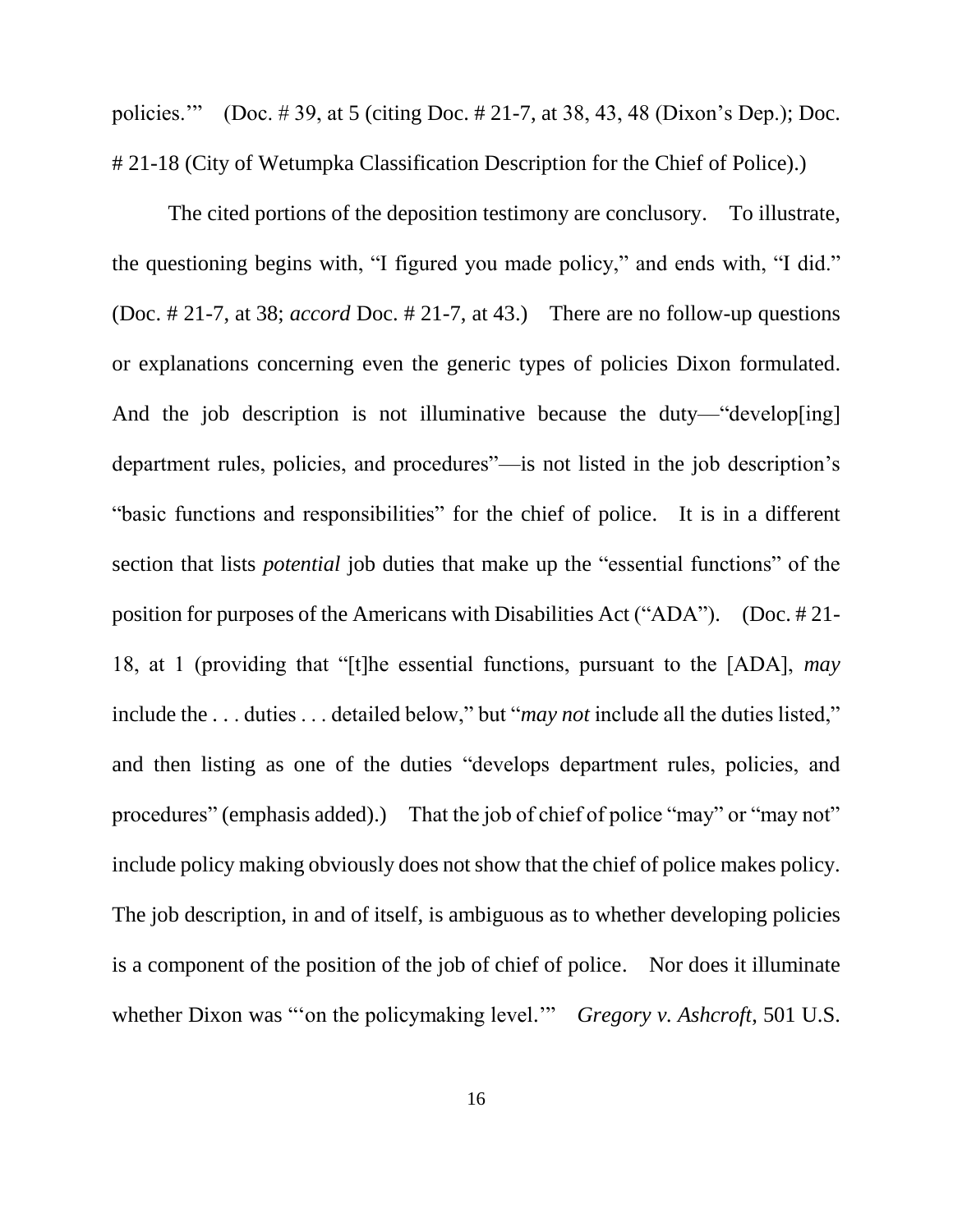policies.'" (Doc. # 39, at 5 (citing Doc. # 21-7, at 38, 43, 48 (Dixon's Dep.); Doc. # 21-18 (City of Wetumpka Classification Description for the Chief of Police).)

The cited portions of the deposition testimony are conclusory. To illustrate, the questioning begins with, "I figured you made policy," and ends with, "I did." (Doc. # 21-7, at 38; *accord* Doc. # 21-7, at 43.) There are no follow-up questions or explanations concerning even the generic types of policies Dixon formulated. And the job description is not illuminative because the duty—"develop[ing] department rules, policies, and procedures"—is not listed in the job description's "basic functions and responsibilities" for the chief of police. It is in a different section that lists *potential* job duties that make up the "essential functions" of the position for purposes of the Americans with Disabilities Act ("ADA"). (Doc. # 21-18, at 1 (providing that "[t]he essential functions, pursuant to the [ADA], *may* include the . . . duties . . . detailed below," but "*may not* include all the duties listed," and then listing as one of the duties "develops department rules, policies, and procedures" (emphasis added).) That the job of chief of police "may" or "may not" include policy making obviously does not show that the chief of police makes policy. The job description, in and of itself, is ambiguous as to whether developing policies is a component of the position of the job of chief of police. Nor does it illuminate whether Dixon was "'on the policymaking level.'" *Gregory v. Ashcroft*, 501 U.S.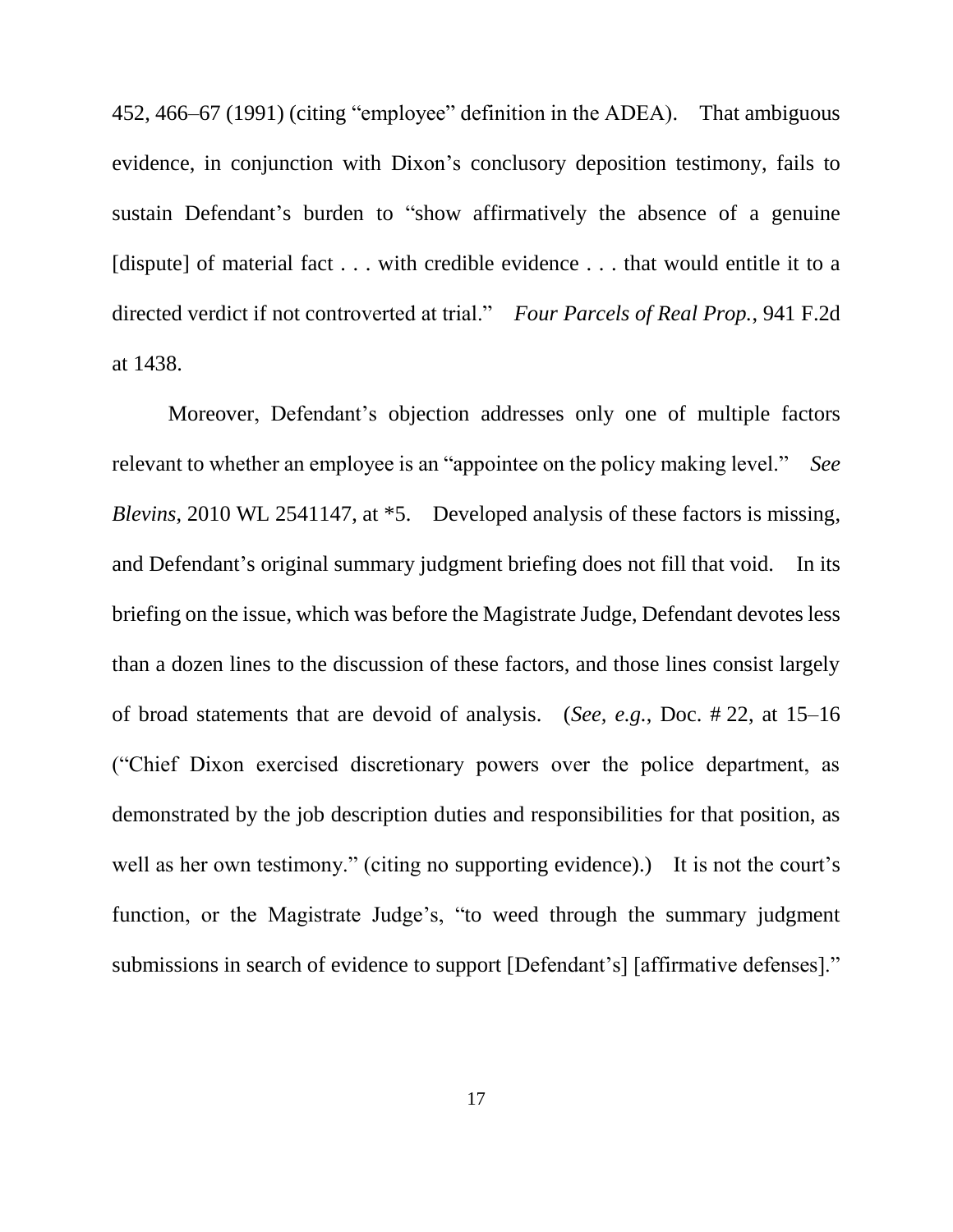452, 466–67 (1991) (citing "employee" definition in the ADEA). That ambiguous evidence, in conjunction with Dixon's conclusory deposition testimony, fails to sustain Defendant's burden to "show affirmatively the absence of a genuine [dispute] of material fact . . . with credible evidence . . . that would entitle it to a directed verdict if not controverted at trial." *Four Parcels of Real Prop.*, 941 F.2d at 1438.

Moreover, Defendant's objection addresses only one of multiple factors relevant to whether an employee is an "appointee on the policy making level." *See Blevins*, 2010 WL 2541147, at *5. Developed analysis of these factors is missing, and Defendant's original summary judgment briefing does not fill that void. In its briefing on the issue, which was before the Magistrate Judge, Defendant devotes less than a dozen lines to the discussion of these factors, and those lines consist largely of broad statements that are devoid of analysis. (*See, e.g.*, Doc. # 22, at 15–16 ("Chief Dixon exercised discretionary powers over the police department, as demonstrated by the job description duties and responsibilities for that position, as well as her own testimony." (citing no supporting evidence).) It is not the court's function, or the Magistrate Judge's, "to weed through the summary judgment submissions in search of evidence to support [Defendant's] [affirmative defenses]."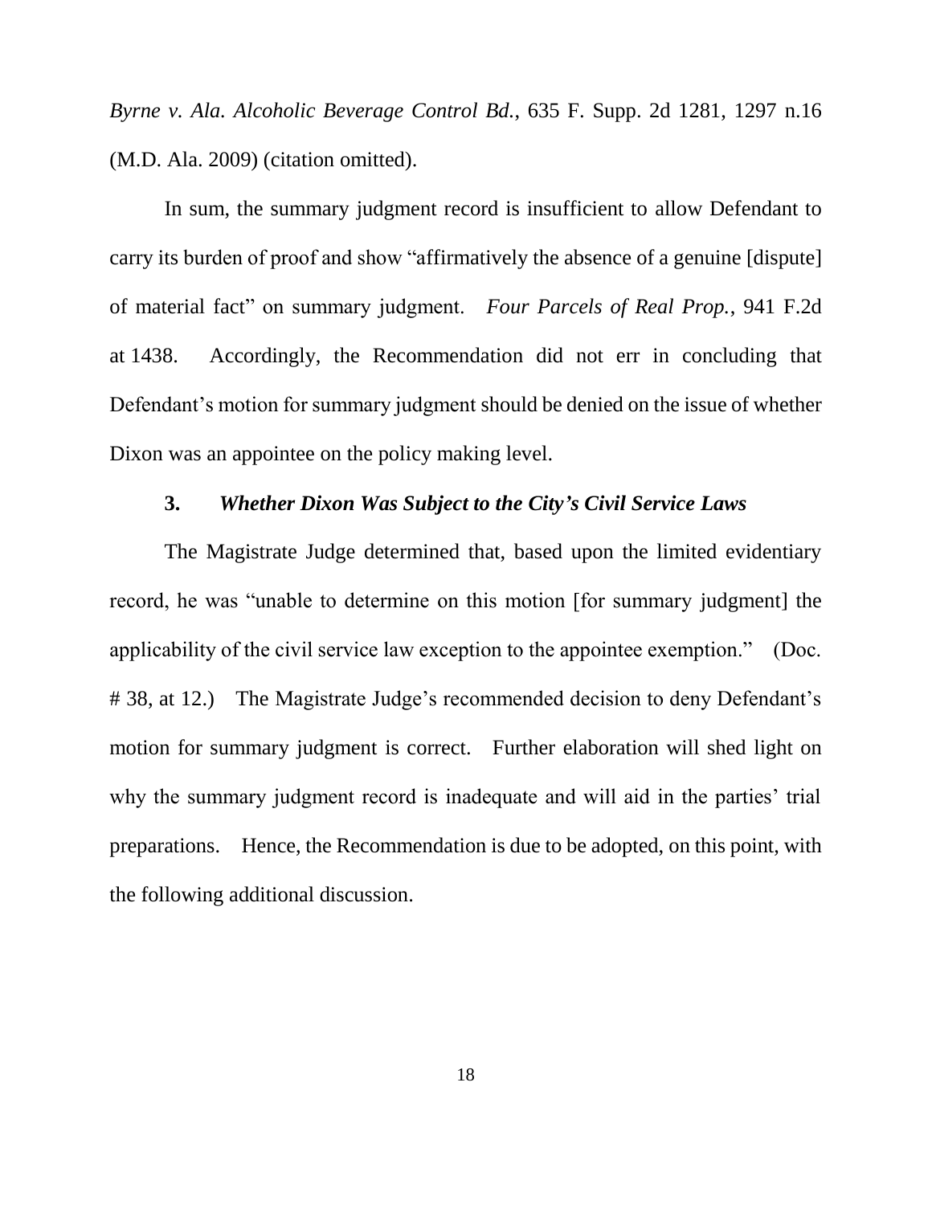*Byrne v. Ala. Alcoholic Beverage Control Bd.*, 635 F. Supp. 2d 1281, 1297 n.16 (M.D. Ala. 2009) (citation omitted).

In sum, the summary judgment record is insufficient to allow Defendant to carry its burden of proof and show "affirmatively the absence of a genuine [dispute] of material fact" on summary judgment. *Four Parcels of Real Prop.*, 941 F.2d at 1438. Accordingly, the Recommendation did not err in concluding that Defendant's motion for summary judgment should be denied on the issue of whether Dixon was an appointee on the policy making level.

### 3. *Whether Dixon Was Subject to the City's Civil Service Laws*

The Magistrate Judge determined that, based upon the limited evidentiary record, he was "unable to determine on this motion [for summary judgment] the applicability of the civil service law exception to the appointee exemption." (Doc. # 38, at 12.) The Magistrate Judge's recommended decision to deny Defendant's motion for summary judgment is correct. Further elaboration will shed light on why the summary judgment record is inadequate and will aid in the parties' trial preparations. Hence, the Recommendation is due to be adopted, on this point, with the following additional discussion.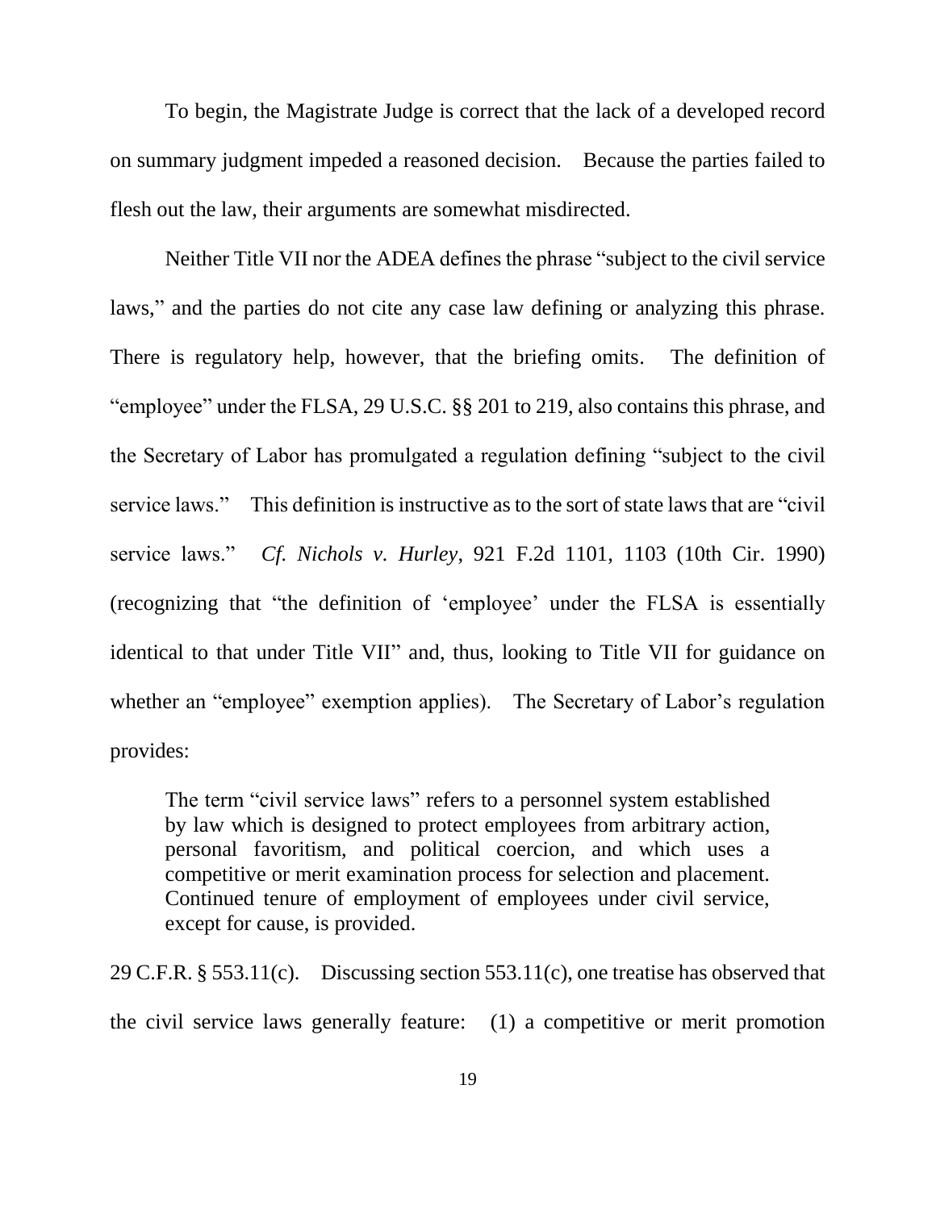To begin, the Magistrate Judge is correct that the lack of a developed record on summary judgment impeded a reasoned decision. Because the parties failed to flesh out the law, their arguments are somewhat misdirected.

Neither Title VII nor the ADEA defines the phrase "subject to the civil service laws," and the parties do not cite any case law defining or analyzing this phrase. There is regulatory help, however, that the briefing omits. The definition of "employee" under the FLSA, 29 U.S.C. §§ 201 to 219, also contains this phrase, and the Secretary of Labor has promulgated a regulation defining "subject to the civil service laws." This definition is instructive as to the sort of state laws that are "civil service laws." *Cf. Nichols v. Hurley*, 921 F.2d 1101, 1103 (10th Cir. 1990) (recognizing that "the definition of 'employee' under the FLSA is essentially identical to that under Title VII" and, thus, looking to Title VII for guidance on whether an "employee" exemption applies). The Secretary of Labor's regulation provides:

> The term "civil service laws" refers to a personnel system established by law which is designed to protect employees from arbitrary action, personal favoritism, and political coercion, and which uses a competitive or merit examination process for selection and placement. Continued tenure of employment of employees under civil service, except for cause, is provided.

29 C.F.R. § 553.11(c). Discussing section 553.11(c), one treatise has observed that the civil service laws generally feature: (1) a competitive or merit promotion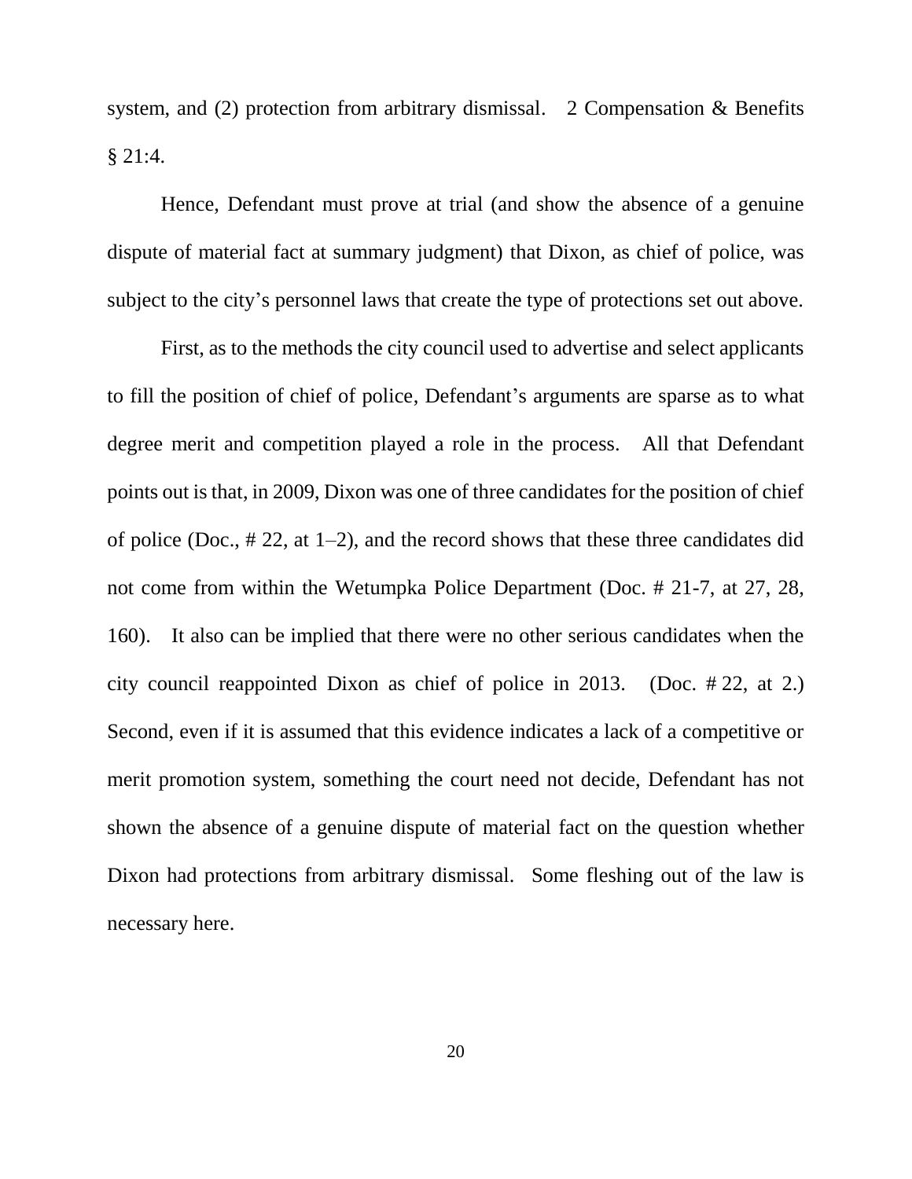system, and (2) protection from arbitrary dismissal. 2 Compensation & Benefits § 21:4.

Hence, Defendant must prove at trial (and show the absence of a genuine dispute of material fact at summary judgment) that Dixon, as chief of police, was subject to the city's personnel laws that create the type of protections set out above.

First, as to the methods the city council used to advertise and select applicants to fill the position of chief of police, Defendant's arguments are sparse as to what degree merit and competition played a role in the process. All that Defendant points out is that, in 2009, Dixon was one of three candidates for the position of chief of police (Doc., # 22, at 1–2), and the record shows that these three candidates did not come from within the Wetumpka Police Department (Doc. # 21-7, at 27, 28, 160). It also can be implied that there were no other serious candidates when the city council reappointed Dixon as chief of police in 2013. (Doc. # 22, at 2.) Second, even if it is assumed that this evidence indicates a lack of a competitive or merit promotion system, something the court need not decide, Defendant has not shown the absence of a genuine dispute of material fact on the question whether Dixon had protections from arbitrary dismissal. Some fleshing out of the law is necessary here.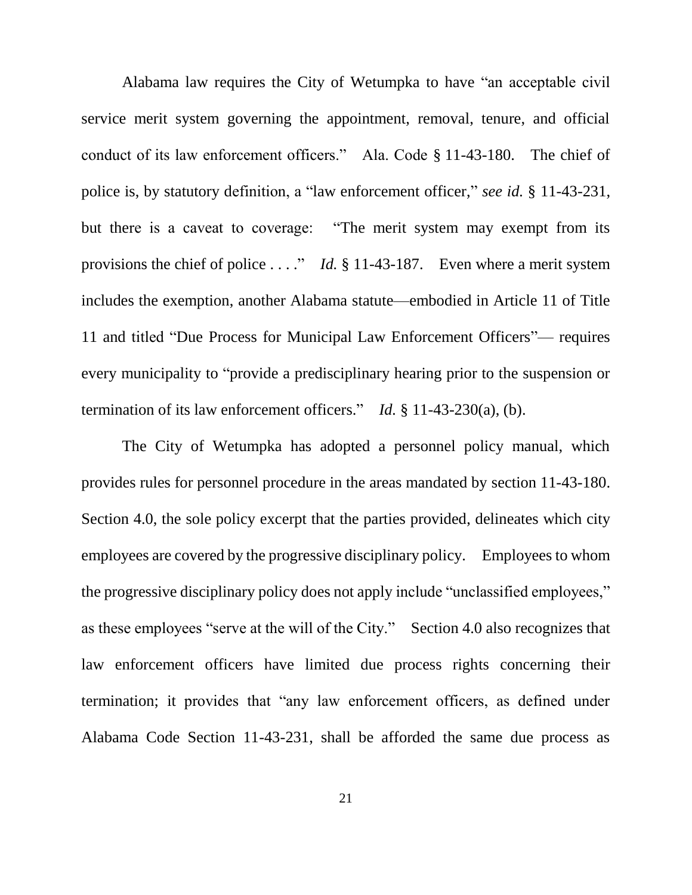Alabama law requires the City of Wetumpka to have "an acceptable civil service merit system governing the appointment, removal, tenure, and official conduct of its law enforcement officers." Ala. Code § 11-43-180. The chief of police is, by statutory definition, a "law enforcement officer," *see id.* § 11-43-231, but there is a caveat to coverage: "The merit system may exempt from its provisions the chief of police . . . ." *Id.* § 11-43-187. Even where a merit system includes the exemption, another Alabama statute—embodied in Article 11 of Title 11 and titled "Due Process for Municipal Law Enforcement Officers"— requires every municipality to "provide a predisciplinary hearing prior to the suspension or termination of its law enforcement officers." *Id.* § 11-43-230(a), (b).

The City of Wetumpka has adopted a personnel policy manual, which provides rules for personnel procedure in the areas mandated by section 11-43-180. Section 4.0, the sole policy excerpt that the parties provided, delineates which city employees are covered by the progressive disciplinary policy. Employees to whom the progressive disciplinary policy does not apply include "unclassified employees," as these employees "serve at the will of the City." Section 4.0 also recognizes that law enforcement officers have limited due process rights concerning their termination; it provides that "any law enforcement officers, as defined under Alabama Code Section 11-43-231, shall be afforded the same due process as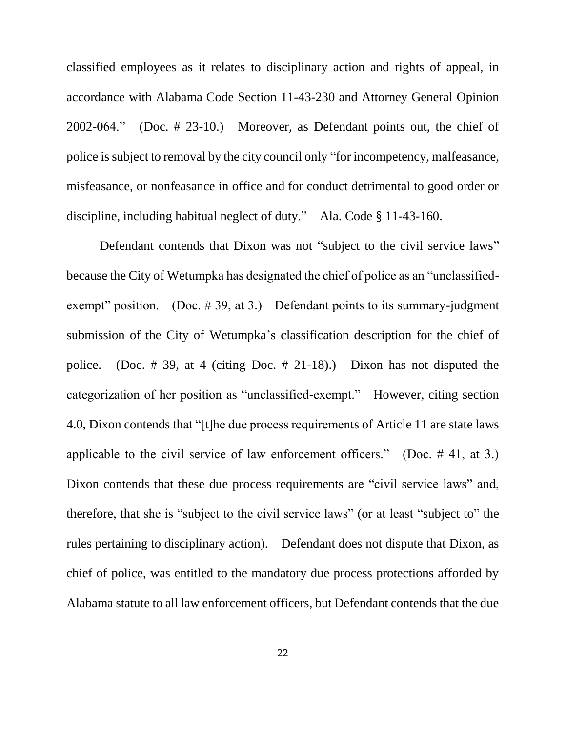classified employees as it relates to disciplinary action and rights of appeal, in accordance with Alabama Code Section 11-43-230 and Attorney General Opinion 2002-064." (Doc. # 23-10.) Moreover, as Defendant points out, the chief of police is subject to removal by the city council only "for incompetency, malfeasance, misfeasance, or nonfeasance in office and for conduct detrimental to good order or discipline, including habitual neglect of duty." Ala. Code § 11-43-160.

Defendant contends that Dixon was not "subject to the civil service laws" because the City of Wetumpka has designated the chief of police as an "unclassified-exempt" position. (Doc. # 39, at 3.) Defendant points to its summary-judgment submission of the City of Wetumpka's classification description for the chief of police. (Doc. # 39, at 4 (citing Doc. # 21-18).) Dixon has not disputed the categorization of her position as "unclassified-exempt." However, citing section 4.0, Dixon contends that "[t]he due process requirements of Article 11 are state laws applicable to the civil service of law enforcement officers." (Doc. # 41, at 3.) Dixon contends that these due process requirements are "civil service laws" and, therefore, that she is "subject to the civil service laws" (or at least "subject to" the rules pertaining to disciplinary action). Defendant does not dispute that Dixon, as chief of police, was entitled to the mandatory due process protections afforded by Alabama statute to all law enforcement officers, but Defendant contends that the due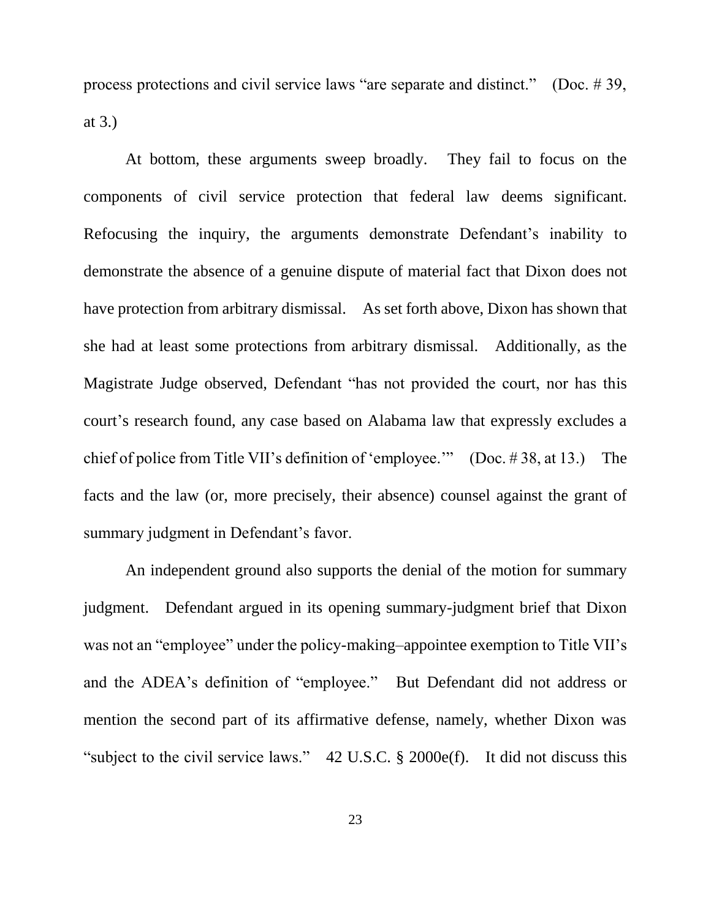process protections and civil service laws "are separate and distinct." (Doc. # 39, at 3.)

At bottom, these arguments sweep broadly. They fail to focus on the components of civil service protection that federal law deems significant. Refocusing the inquiry, the arguments demonstrate Defendant's inability to demonstrate the absence of a genuine dispute of material fact that Dixon does not have protection from arbitrary dismissal. As set forth above, Dixon has shown that she had at least some protections from arbitrary dismissal. Additionally, as the Magistrate Judge observed, Defendant "has not provided the court, nor has this court's research found, any case based on Alabama law that expressly excludes a chief of police from Title VII's definition of 'employee.'" (Doc. # 38, at 13.) The facts and the law (or, more precisely, their absence) counsel against the grant of summary judgment in Defendant's favor.

An independent ground also supports the denial of the motion for summary judgment. Defendant argued in its opening summary-judgment brief that Dixon was not an "employee" under the policy-making–appointee exemption to Title VII's and the ADEA's definition of "employee." But Defendant did not address or mention the second part of its affirmative defense, namely, whether Dixon was "subject to the civil service laws." 42 U.S.C. § 2000e(f). It did not discuss this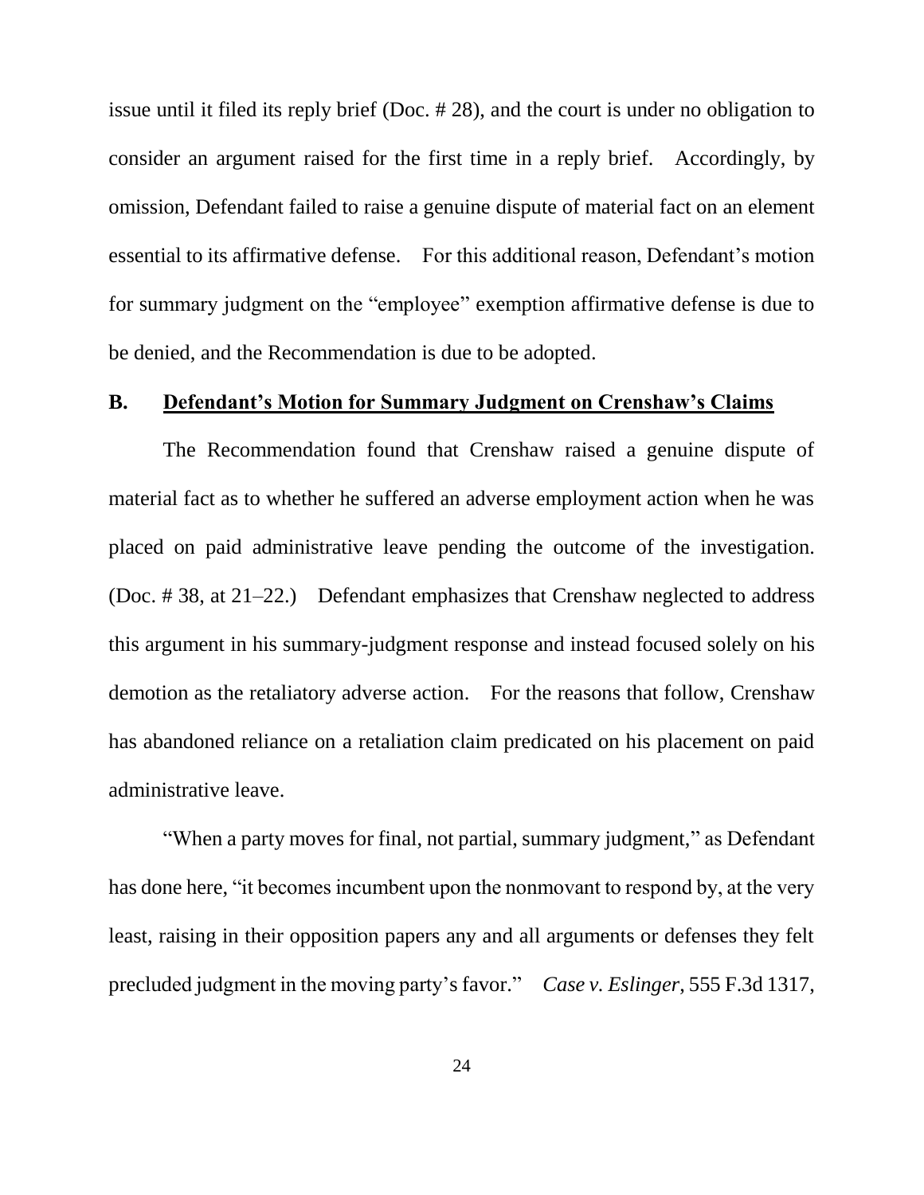issue until it filed its reply brief (Doc. # 28), and the court is under no obligation to consider an argument raised for the first time in a reply brief. Accordingly, by omission, Defendant failed to raise a genuine dispute of material fact on an element essential to its affirmative defense. For this additional reason, Defendant's motion for summary judgment on the "employee" exemption affirmative defense is due to be denied, and the Recommendation is due to be adopted.

### B. Defendant's Motion for Summary Judgment on Crenshaw's Claims

The Recommendation found that Crenshaw raised a genuine dispute of material fact as to whether he suffered an adverse employment action when he was placed on paid administrative leave pending the outcome of the investigation. (Doc. # 38, at 21–22.) Defendant emphasizes that Crenshaw neglected to address this argument in his summary-judgment response and instead focused solely on his demotion as the retaliatory adverse action. For the reasons that follow, Crenshaw has abandoned reliance on a retaliation claim predicated on his placement on paid administrative leave.

"When a party moves for final, not partial, summary judgment," as Defendant has done here, "it becomes incumbent upon the nonmovant to respond by, at the very least, raising in their opposition papers any and all arguments or defenses they felt precluded judgment in the moving party's favor." *Case v. Eslinger*, 555 F.3d 1317,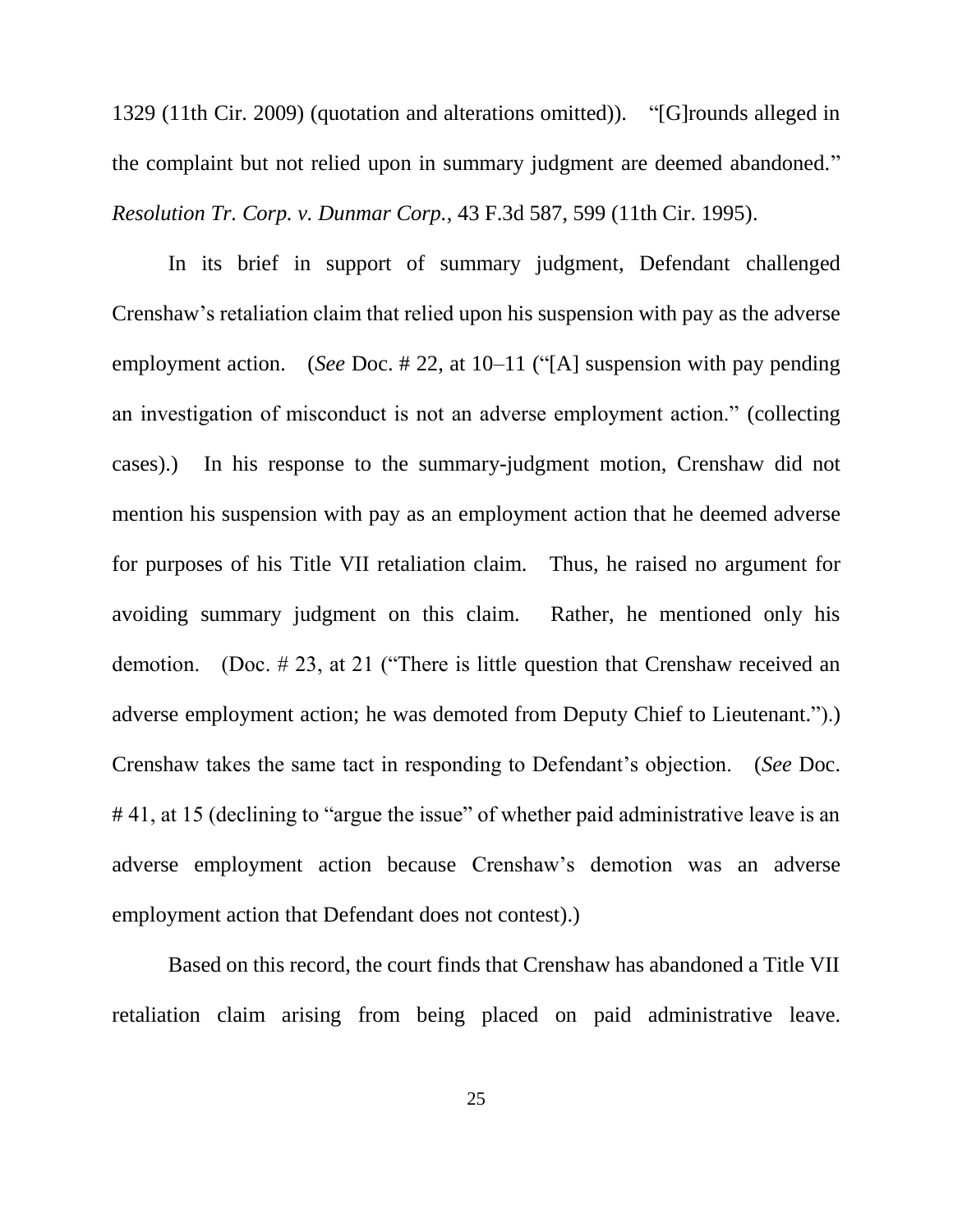1329 (11th Cir. 2009) (quotation and alterations omitted)). "[G]rounds alleged in the complaint but not relied upon in summary judgment are deemed abandoned." *Resolution Tr. Corp. v. Dunmar Corp.*, 43 F.3d 587, 599 (11th Cir. 1995).

In its brief in support of summary judgment, Defendant challenged Crenshaw's retaliation claim that relied upon his suspension with pay as the adverse employment action. (*See* Doc. # 22, at 10–11 ("[A] suspension with pay pending an investigation of misconduct is not an adverse employment action." (collecting cases).) In his response to the summary-judgment motion, Crenshaw did not mention his suspension with pay as an employment action that he deemed adverse for purposes of his Title VII retaliation claim. Thus, he raised no argument for avoiding summary judgment on this claim. Rather, he mentioned only his demotion. (Doc. # 23, at 21 ("There is little question that Crenshaw received an adverse employment action; he was demoted from Deputy Chief to Lieutenant.").) Crenshaw takes the same tact in responding to Defendant's objection. (*See* Doc. # 41, at 15 (declining to "argue the issue" of whether paid administrative leave is an adverse employment action because Crenshaw's demotion was an adverse employment action that Defendant does not contest).)

Based on this record, the court finds that Crenshaw has abandoned a Title VII retaliation claim arising from being placed on paid administrative leave.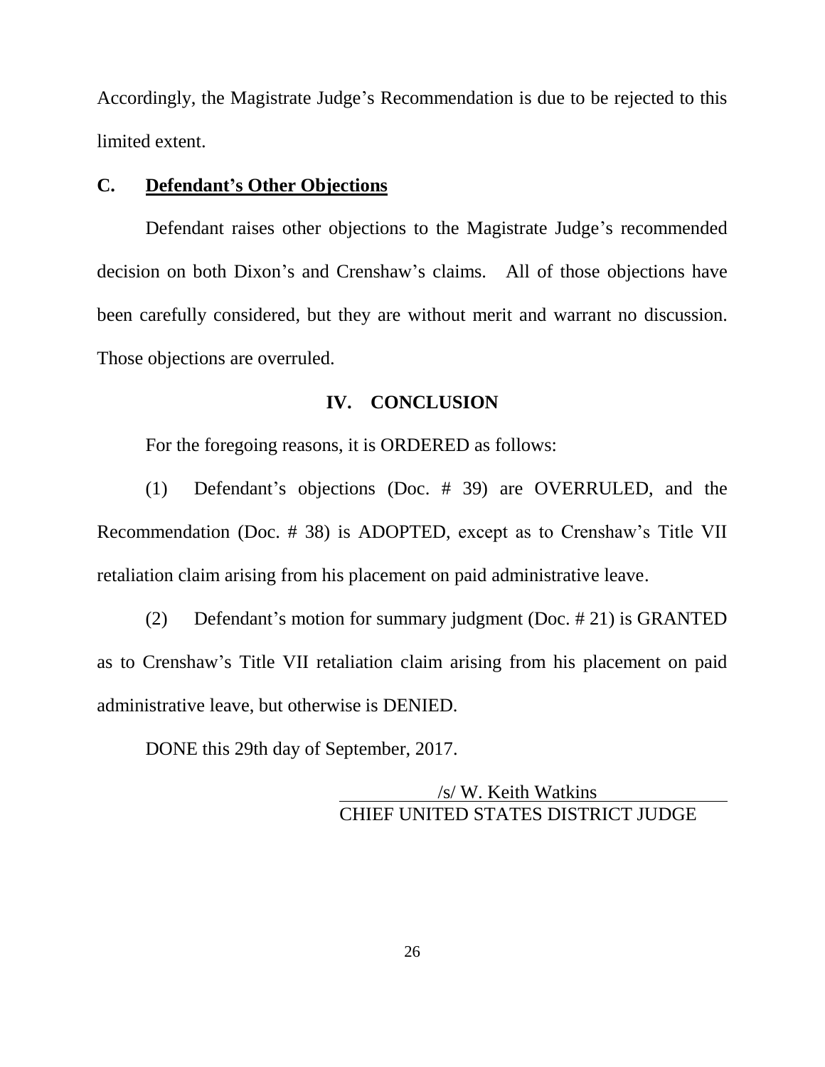Accordingly, the Magistrate Judge's Recommendation is due to be rejected to this limited extent.

### C. Defendant's Other Objections

Defendant raises other objections to the Magistrate Judge's recommended decision on both Dixon's and Crenshaw's claims. All of those objections have been carefully considered, but they are without merit and warrant no discussion. Those objections are overruled.

## IV. CONCLUSION

For the foregoing reasons, it is ORDERED as follows:

(1) Defendant's objections (Doc. # 39) are OVERRULED, and the Recommendation (Doc. # 38) is ADOPTED, except as to Crenshaw's Title VII retaliation claim arising from his placement on paid administrative leave.

(2) Defendant's motion for summary judgment (Doc. # 21) is GRANTED as to Crenshaw's Title VII retaliation claim arising from his placement on paid administrative leave, but otherwise is DENIED.

DONE this 29th day of September, 2017.

/s/ W. Keith Watkins
CHIEF UNITED STATES DISTRICT JUDGE